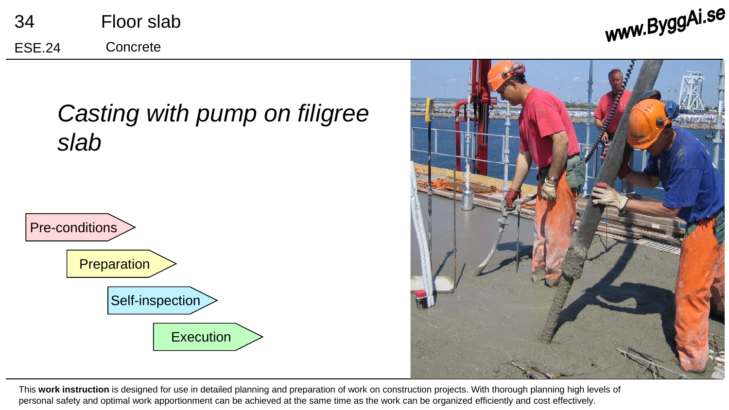34 Floor slab

ESE.24 Concrete

www.ByggAi.se

# *Casting with pump on filigree slab*

- Pre-conditions
- Preparation
- Self-inspection
- Execution

This **work instruction** is designed for use in detailed planning and preparation of work on construction projects. With thorough planning high levels of personal safety and optimal work apportionment can be achieved at the same time as the work can be organized efficiently and cost effectively.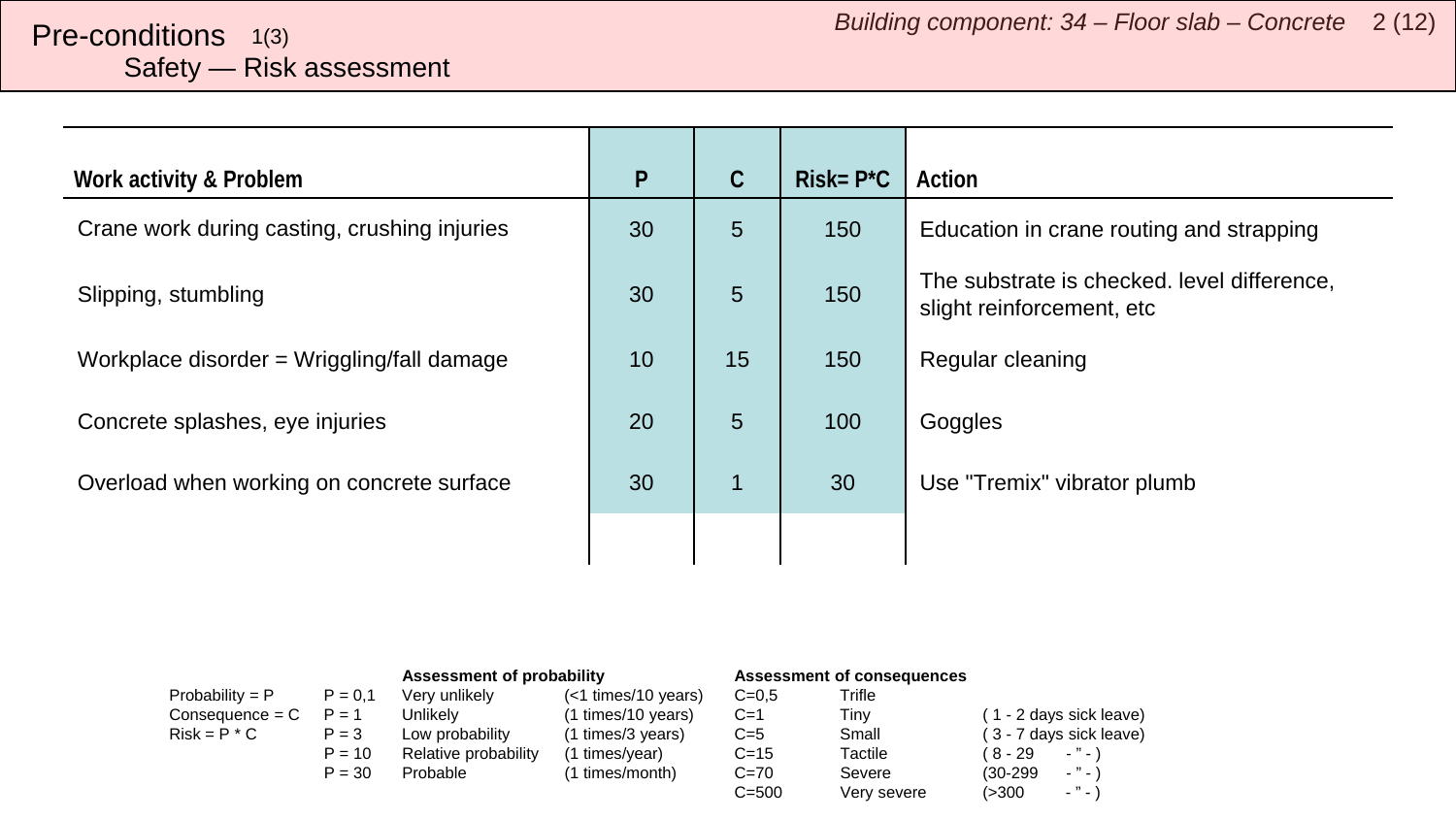# Pre-conditions 1(3)

## Safety — Risk assessment

| Work activity & Problem | P | C | Risk= P*C | Action |
|---|---|---|---|---|
| Crane work during casting, crushing injuries | 30 | 5 | 150 | Education in crane routing and strapping |
| Slipping, stumbling | 30 | 5 | 150 | The substrate is checked. level difference, slight reinforcement, etc |
| Workplace disorder = Wriggling/fall damage | 10 | 15 | 150 | Regular cleaning |
| Concrete splashes, eye injuries | 20 | 5 | 100 | Goggles |
| Overload when working on concrete surface | 30 | 1 | 30 | Use "Tremix" vibrator plumb |
| | | | | |

| | | **Assessment of probability** | | **Assessment of consequences** | | |
|---|---|---|---|---|---|---|
| Probability = P | P = 0,1 | Very unlikely | (<1 times/10 years) | C=0,5 | Trifle | |
| Consequence = C | P = 1 | Unlikely | (1 times/10 years) | C=1 | Tiny | ( 1 - 2 days sick leave) |
| Risk = P * C | P = 3 | Low probability | (1 times/3 years) | C=5 | Small | ( 3 - 7 days sick leave) |
| | P = 10 | Relative probability | (1 times/year) | C=15 | Tactile | ( 8 - 29 - " - ) |
| | P = 30 | Probable | (1 times/month) | C=70 | Severe | (30-299 - " - ) |
| | | | | C=500 | Very severe | (>300 - " - ) |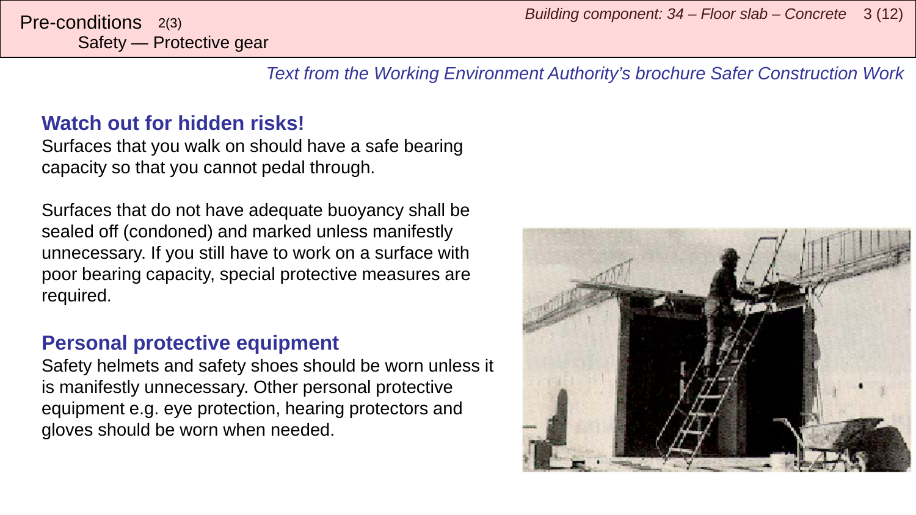# Pre-conditions 2(3)
## Safety — Protective gear

*Text from the Working Environment Authority's brochure Safer Construction Work*

### Watch out for hidden risks!

Surfaces that you walk on should have a safe bearing capacity so that you cannot pedal through.

Surfaces that do not have adequate buoyancy shall be sealed off (condoned) and marked unless manifestly unnecessary. If you still have to work on a surface with poor bearing capacity, special protective measures are required.

### Personal protective equipment

Safety helmets and safety shoes should be worn unless it is manifestly unnecessary. Other personal protective equipment e.g. eye protection, hearing protectors and gloves should be worn when needed.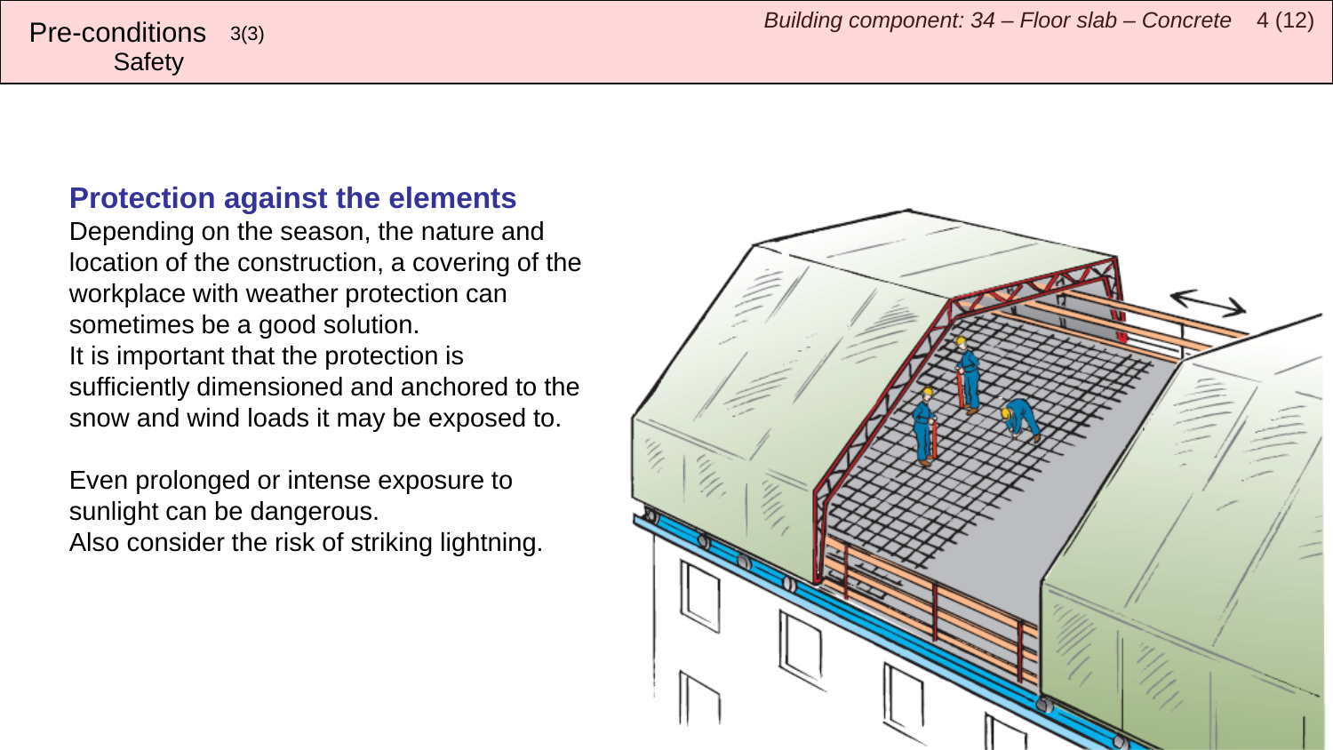Pre-conditions 3(3)
Safety

## Protection against the elements

Depending on the season, the nature and location of the construction, a covering of the workplace with weather protection can sometimes be a good solution.
It is important that the protection is sufficiently dimensioned and anchored to the snow and wind loads it may be exposed to.

Even prolonged or intense exposure to sunlight can be dangerous.
Also consider the risk of striking lightning.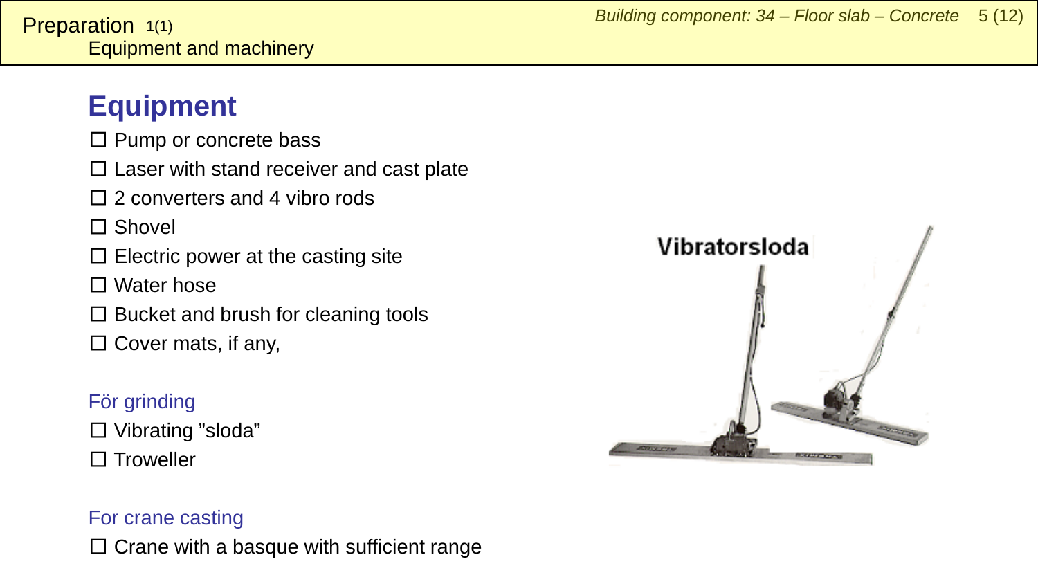Preparation 1(1)
Equipment and machinery

## Equipment

- ☐ Pump or concrete bass
- ☐ Laser with stand receiver and cast plate
- ☐ 2 converters and 4 vibro rods
- ☐ Shovel
- ☐ Electric power at the casting site
- ☐ Water hose
- ☐ Bucket and brush for cleaning tools
- ☐ Cover mats, if any,

### För grinding

- ☐ Vibrating ”sloda”
- ☐ Troweller

### For crane casting

- ☐ Crane with a basque with sufficient range

Vibratorsloda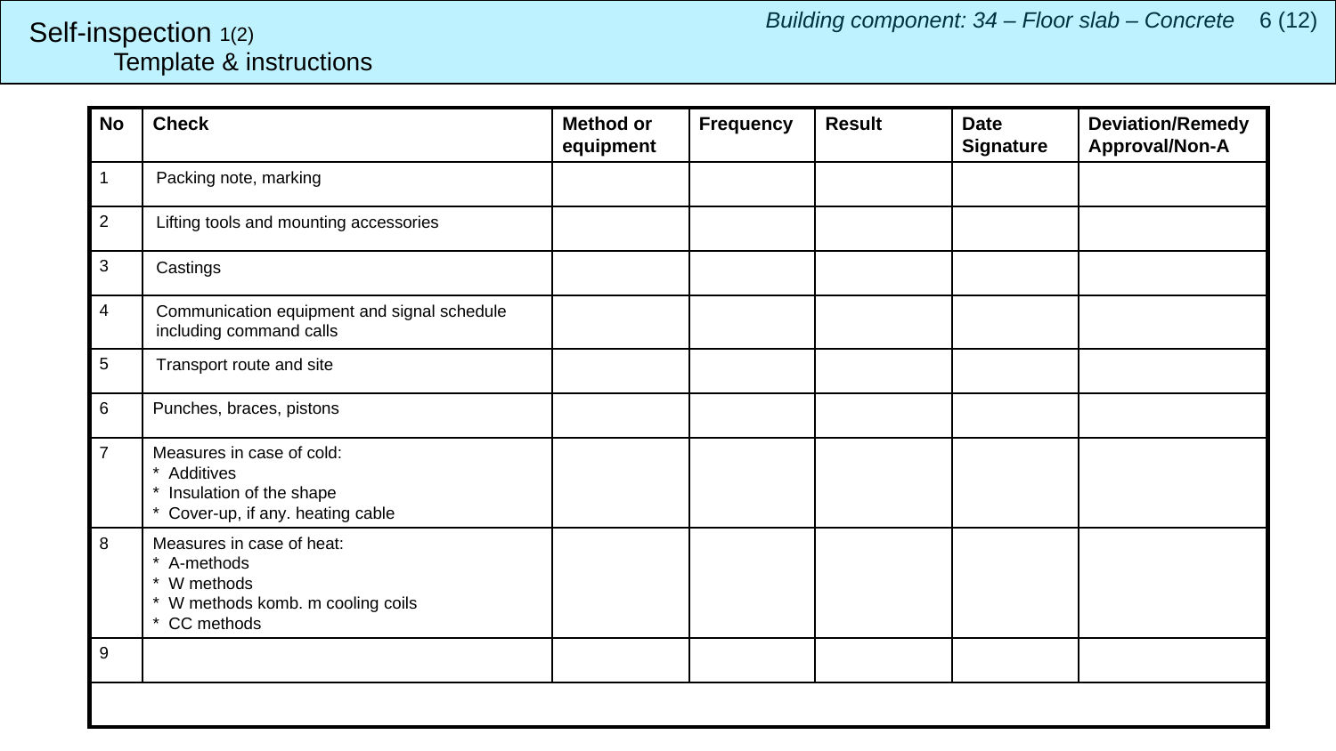# Self-inspection 1(2)

## Template & instructions

*Building component: 34 – Floor slab – Concrete*

| No | Check | Method or equipment | Frequency | Result | Date Signature | Deviation/Remedy Approval/Non-A |
|---|---|---|---|---|---|---|
| 1 | Packing note, marking | | | | | |
| 2 | Lifting tools and mounting accessories | | | | | |
| 3 | Castings | | | | | |
| 4 | Communication equipment and signal schedule including command calls | | | | | |
| 5 | Transport route and site | | | | | |
| 6 | Punches, braces, pistons | | | | | |
| 7 | Measures in case of cold:<br>* Additives<br>* Insulation of the shape<br>* Cover-up, if any. heating cable | | | | | |
| 8 | Measures in case of heat:<br>* A-methods<br>* W methods<br>* W methods komb. m cooling coils<br>* CC methods | | | | | |
| 9 | | | | | | |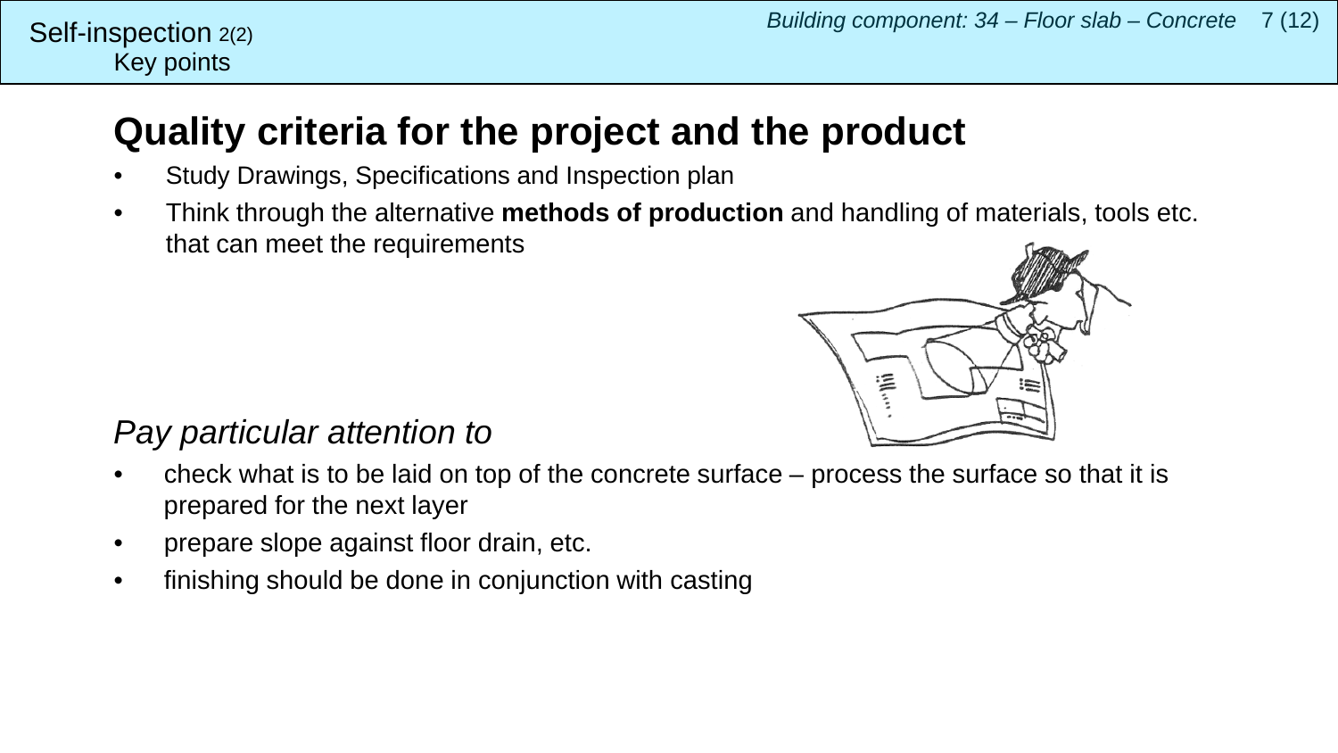Self-inspection 2(2)
Key points

## Quality criteria for the project and the product

- Study Drawings, Specifications and Inspection plan
- Think through the alternative **methods of production** and handling of materials, tools etc. that can meet the requirements

*Pay particular attention to*

- check what is to be laid on top of the concrete surface – process the surface so that it is prepared for the next layer
- prepare slope against floor drain, etc.
- finishing should be done in conjunction with casting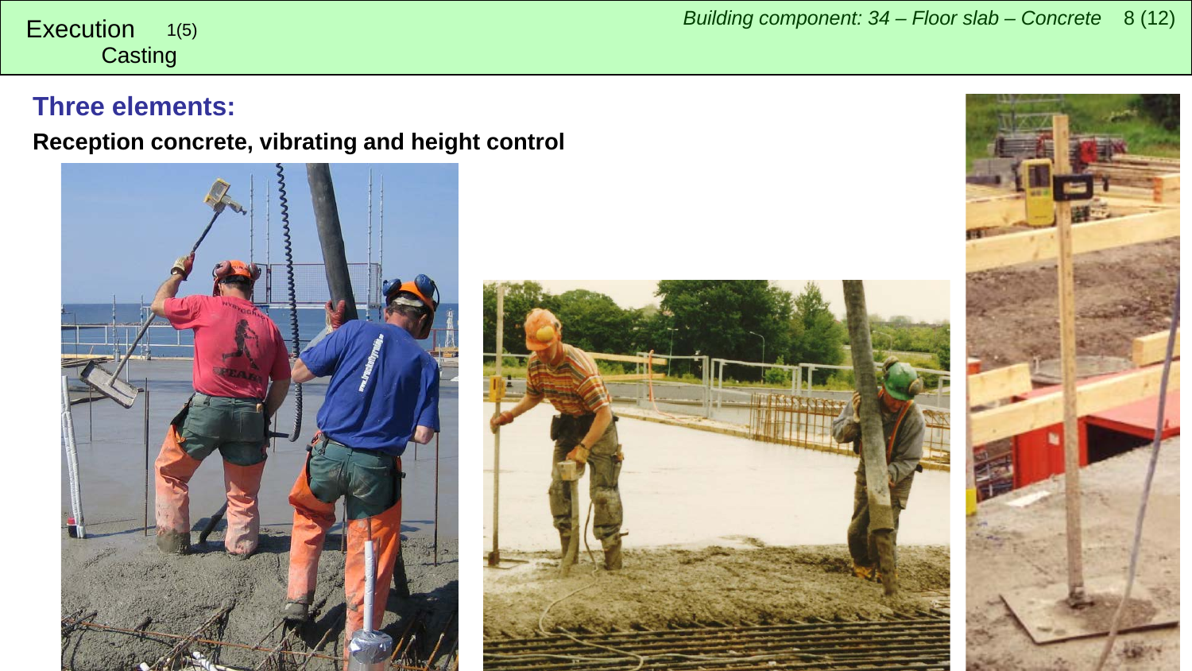Execution 1(5)
Casting

## Three elements:

**Reception concrete, vibrating and height control**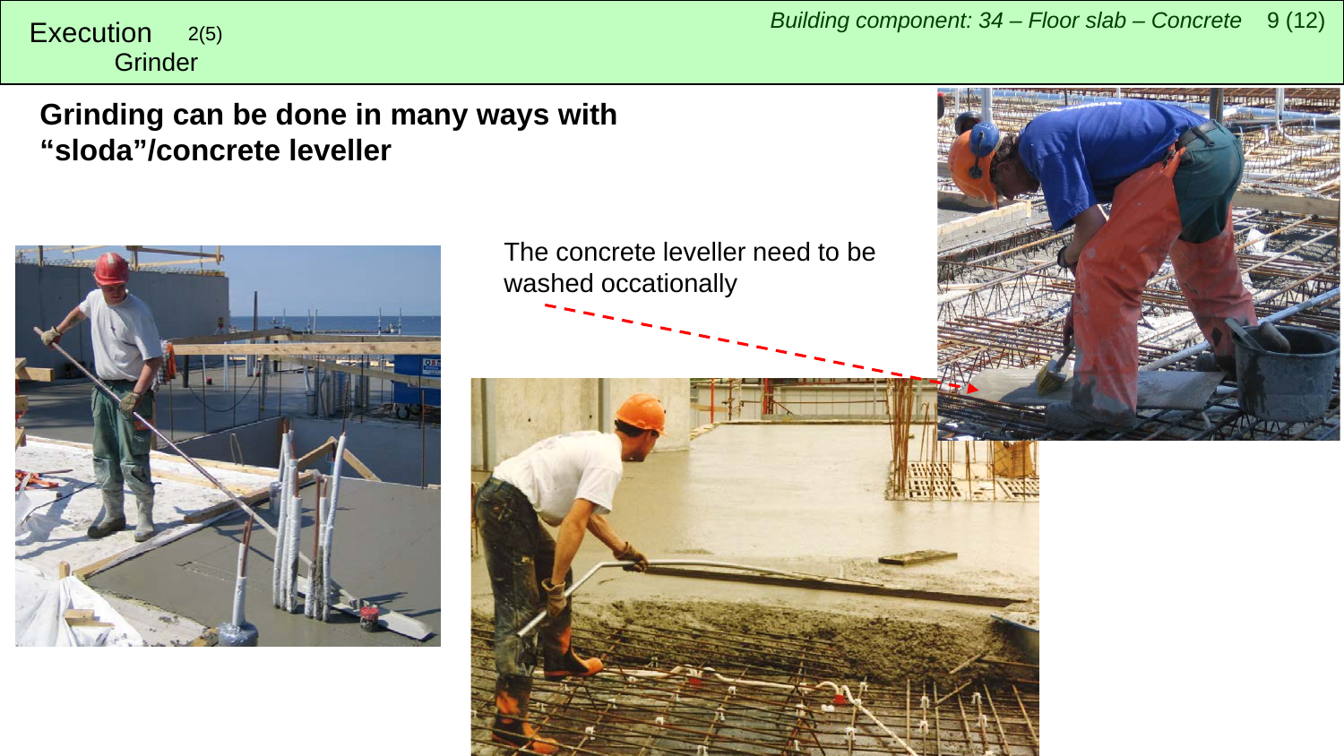Execution 2(5)
Grinder

**Grinding can be done in many ways with "sloda"/concrete leveller**

The concrete leveller need to be washed occationally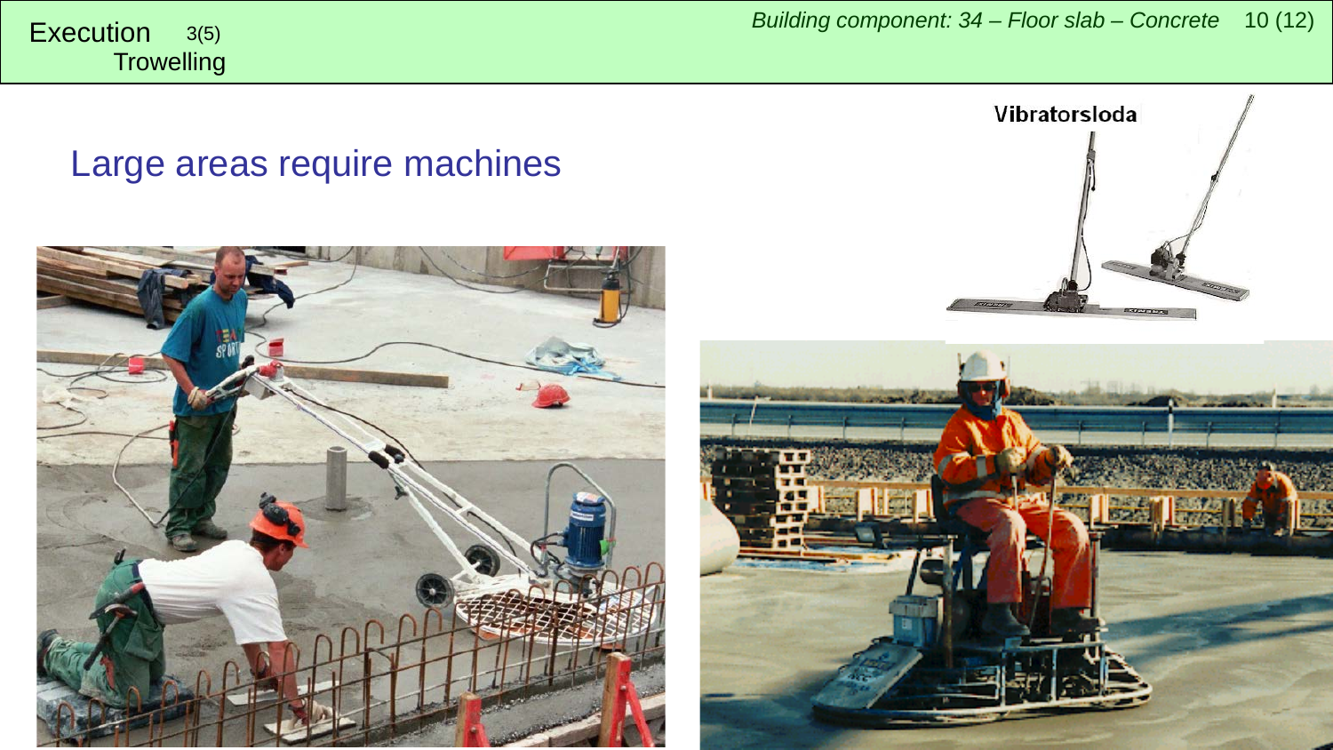Execution 3(5)
Trowelling

## Large areas require machines

Vibratorsloda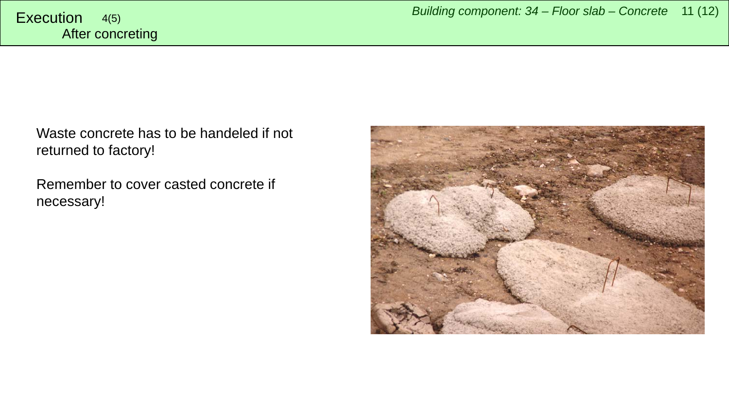# Execution 4(5)

## After concreting

Waste concrete has to be handeled if not returned to factory!

Remember to cover casted concrete if necessary!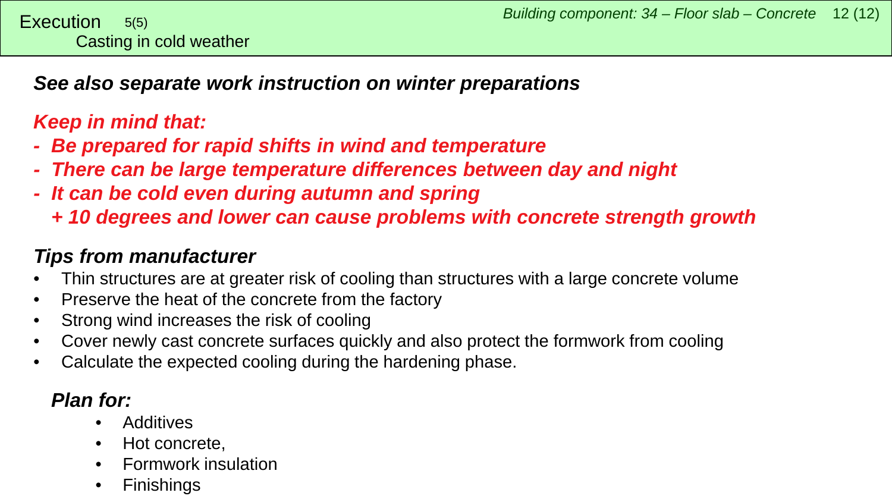## Execution 5(5)

### Casting in cold weather

***See also separate work instruction on winter preparations***

***Keep in mind that:***

- ***Be prepared for rapid shifts in wind and temperature***
- ***There can be large temperature differences between day and night***
- ***It can be cold even during autumn and spring***
  ***+ 10 degrees and lower can cause problems with concrete strength growth***

***Tips from manufacturer***

- Thin structures are at greater risk of cooling than structures with a large concrete volume
- Preserve the heat of the concrete from the factory
- Strong wind increases the risk of cooling
- Cover newly cast concrete surfaces quickly and also protect the formwork from cooling
- Calculate the expected cooling during the hardening phase.

***Plan for:***

- Additives
- Hot concrete,
- Formwork insulation
- Finishings